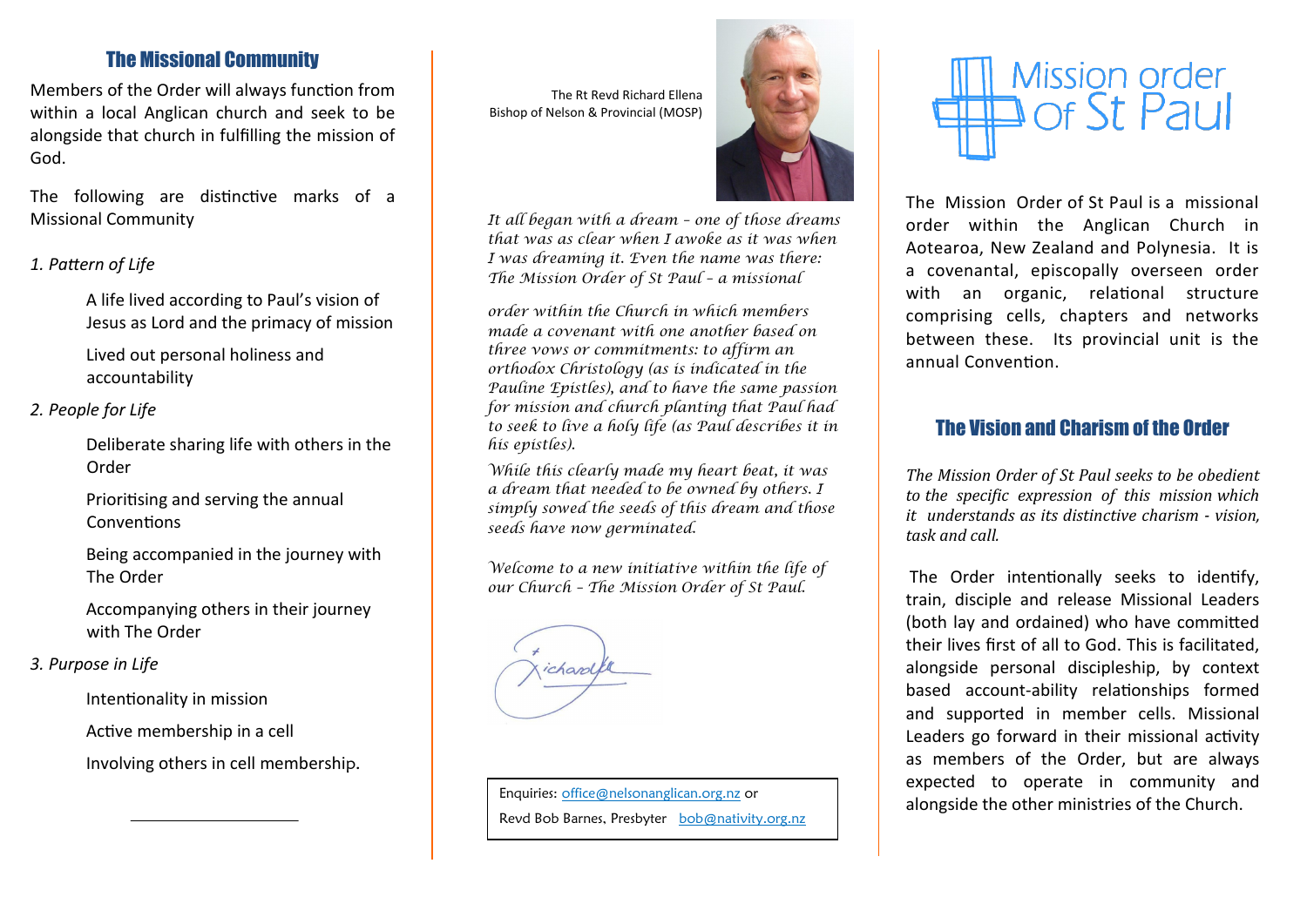## The Missional Community

Members of the Order will always function from within a local Anglican church and seek to be alongside that church in fulfilling the mission of God.

The following are distinctive marks of a Missional Community

*1. Pattern of Life*

- A life lived according to Paul's vision of Jesus as Lord and the primacy of mission
- Lived out personal holiness and accountability

*2. People for Life*

- Deliberate sharing life with others in the Order
- Prioritising and serving the annual Conventions
- Being accompanied in the journey with The Order
- Accompanying others in their journey with The Order

*3. Purpose in Life*

- Intentionality in mission
- Active membership in a cell
- Involving others in cell membership.

---

The Rt Revd Richard Ellena
Bishop of Nelson & Provincial (MOSP)

*It all began with a dream – one of those dreams that was as clear when I awoke as it was when I was dreaming it. Even the name was there: The Mission Order of St Paul – a missional order within the Church in which members made a covenant with one another based on three vows or commitments: to affirm an orthodox Christology (as is indicated in the Pauline Epistles), and to have the same passion for mission and church planting that Paul had to seek to live a holy life (as Paul describes it in his epistles).*

*While this clearly made my heart beat, it was a dream that needed to be owned by others. I simply sowed the seeds of this dream and those seeds have now germinated.*

*Welcome to a new initiative within the life of our Church – The Mission Order of St Paul.*

+Richard

Enquiries: office@nelsonanglican.org.nz or
Revd Bob Barnes, Presbyter bob@nativity.org.nz

---

# Mission order of St Paul

The Mission Order of St Paul is a missional order within the Anglican Church in Aotearoa, New Zealand and Polynesia. It is a covenantal, episcopally overseen order with an organic, relational structure comprising cells, chapters and networks between these. Its provincial unit is the annual Convention.

## The Vision and Charism of the Order

*The Mission Order of St Paul seeks to be obedient to the specific expression of this mission which it understands as its distinctive charism - vision, task and call.*

The Order intentionally seeks to identify, train, disciple and release Missional Leaders (both lay and ordained) who have committed their lives first of all to God. This is facilitated, alongside personal discipleship, by context based account-ability relationships formed and supported in member cells. Missional Leaders go forward in their missional activity as members of the Order, but are always expected to operate in community and alongside the other ministries of the Church.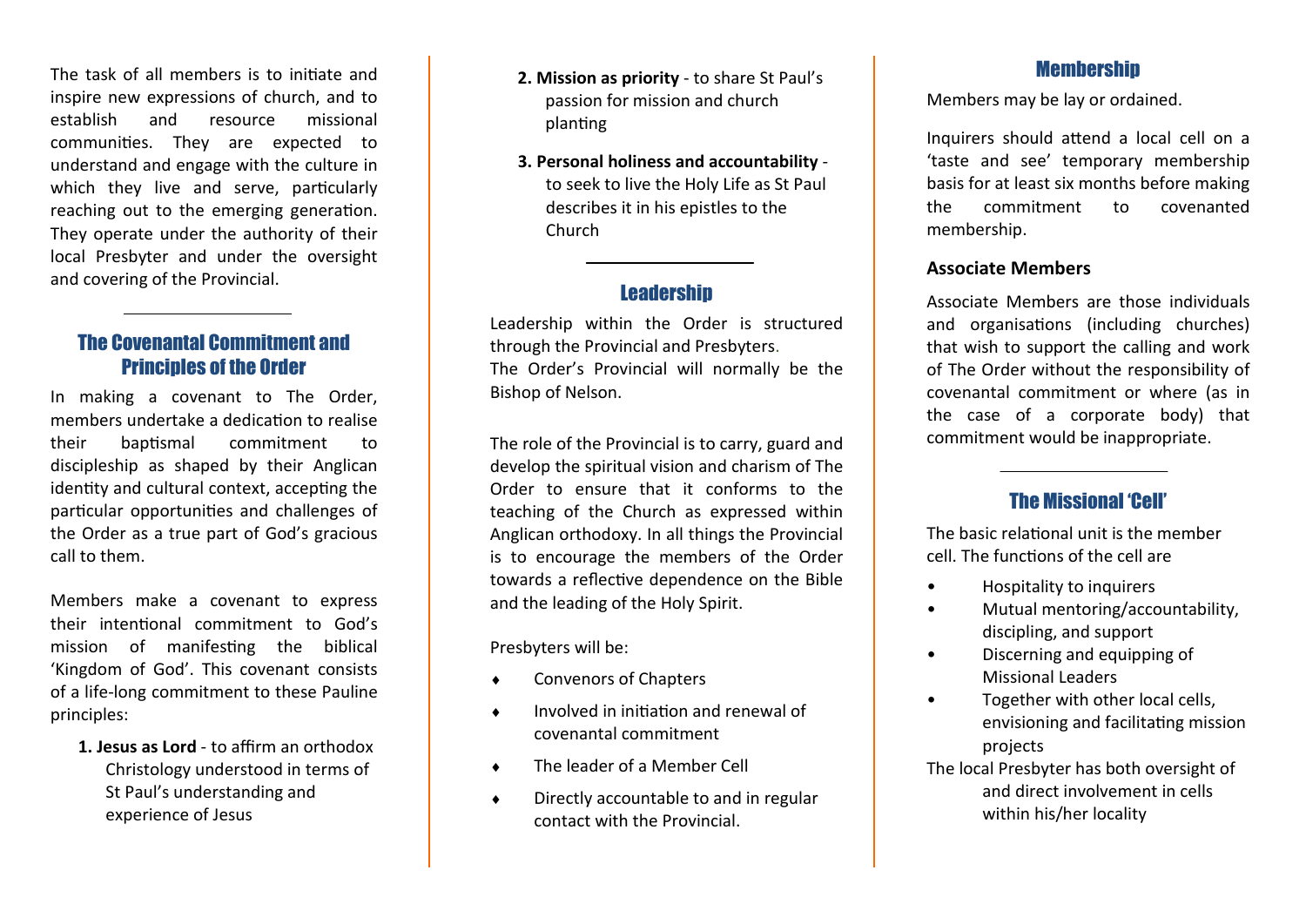The task of all members is to initiate and inspire new expressions of church, and to establish and resource missional communities. They are expected to understand and engage with the culture in which they live and serve, particularly reaching out to the emerging generation. They operate under the authority of their local Presbyter and under the oversight and covering of the Provincial.

---

## The Covenantal Commitment and Principles of the Order

In making a covenant to The Order, members undertake a dedication to realise their baptismal commitment to discipleship as shaped by their Anglican identity and cultural context, accepting the particular opportunities and challenges of the Order as a true part of God's gracious call to them.

Members make a covenant to express their intentional commitment to God's mission of manifesting the biblical 'Kingdom of God'. This covenant consists of a life-long commitment to these Pauline principles:

1. **Jesus as Lord** - to affirm an orthodox Christology understood in terms of St Paul's understanding and experience of Jesus
2. **Mission as priority** - to share St Paul's passion for mission and church planting
3. **Personal holiness and accountability** - to seek to live the Holy Life as St Paul describes it in his epistles to the Church

---

## Leadership

Leadership within the Order is structured through the Provincial and Presbyters.
The Order's Provincial will normally be the Bishop of Nelson.

The role of the Provincial is to carry, guard and develop the spiritual vision and charism of The Order to ensure that it conforms to the teaching of the Church as expressed within Anglican orthodoxy. In all things the Provincial is to encourage the members of the Order towards a reflective dependence on the Bible and the leading of the Holy Spirit.

Presbyters will be:

- Convenors of Chapters
- Involved in initiation and renewal of covenantal commitment
- The leader of a Member Cell
- Directly accountable to and in regular contact with the Provincial.

## Membership

Members may be lay or ordained.

Inquirers should attend a local cell on a 'taste and see' temporary membership basis for at least six months before making the commitment to covenanted membership.

### Associate Members

Associate Members are those individuals and organisations (including churches) that wish to support the calling and work of The Order without the responsibility of covenantal commitment or where (as in the case of a corporate body) that commitment would be inappropriate.

---

## The Missional 'Cell'

The basic relational unit is the member cell. The functions of the cell are

- Hospitality to inquirers
- Mutual mentoring/accountability, discipling, and support
- Discerning and equipping of Missional Leaders
- Together with other local cells, envisioning and facilitating mission projects

The local Presbyter has both oversight of and direct involvement in cells within his/her locality